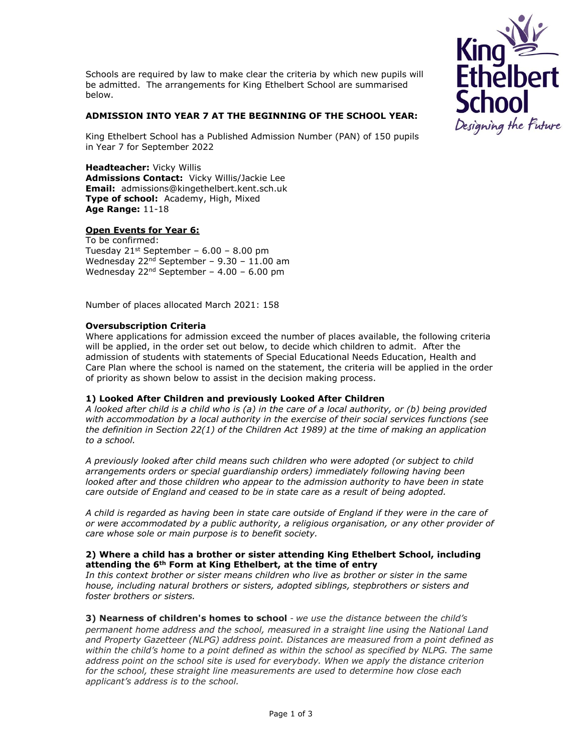Schools are required by law to make clear the criteria by which new pupils will be admitted. The arrangements for King Ethelbert School are summarised below.

**ADMISSION INTO YEAR 7 AT THE BEGINNING OF THE SCHOOL YEAR:**

King Ethelbert School has a Published Admission Number (PAN) of 150 pupils in Year 7 for September 2022

**Headteacher:** Vicky Willis
**Admissions Contact:** Vicky Willis/Jackie Lee
**Email:** admissions@kingethelbert.kent.sch.uk
**Type of school:** Academy, High, Mixed
**Age Range:** 11-18

**Open Events for Year 6:**
To be confirmed:
Tuesday 21st September – 6.00 – 8.00 pm
Wednesday 22nd September – 9.30 – 11.00 am
Wednesday 22nd September – 4.00 – 6.00 pm

Number of places allocated March 2021: 158

**Oversubscription Criteria**

Where applications for admission exceed the number of places available, the following criteria will be applied, in the order set out below, to decide which children to admit. After the admission of students with statements of Special Educational Needs Education, Health and Care Plan where the school is named on the statement, the criteria will be applied in the order of priority as shown below to assist in the decision making process.

**1) Looked After Children and previously Looked After Children**

*A looked after child is a child who is (a) in the care of a local authority, or (b) being provided with accommodation by a local authority in the exercise of their social services functions (see the definition in Section 22(1) of the Children Act 1989) at the time of making an application to a school.*

*A previously looked after child means such children who were adopted (or subject to child arrangements orders or special guardianship orders) immediately following having been looked after and those children who appear to the admission authority to have been in state care outside of England and ceased to be in state care as a result of being adopted.*

*A child is regarded as having been in state care outside of England if they were in the care of or were accommodated by a public authority, a religious organisation, or any other provider of care whose sole or main purpose is to benefit society.*

**2) Where a child has a brother or sister attending King Ethelbert School, including attending the 6th Form at King Ethelbert, at the time of entry**

*In this context brother or sister means children who live as brother or sister in the same house, including natural brothers or sisters, adopted siblings, stepbrothers or sisters and foster brothers or sisters.*

**3) Nearness of children's homes to school** *- we use the distance between the child's permanent home address and the school, measured in a straight line using the National Land and Property Gazetteer (NLPG) address point. Distances are measured from a point defined as within the child's home to a point defined as within the school as specified by NLPG. The same address point on the school site is used for everybody. When we apply the distance criterion for the school, these straight line measurements are used to determine how close each applicant's address is to the school.*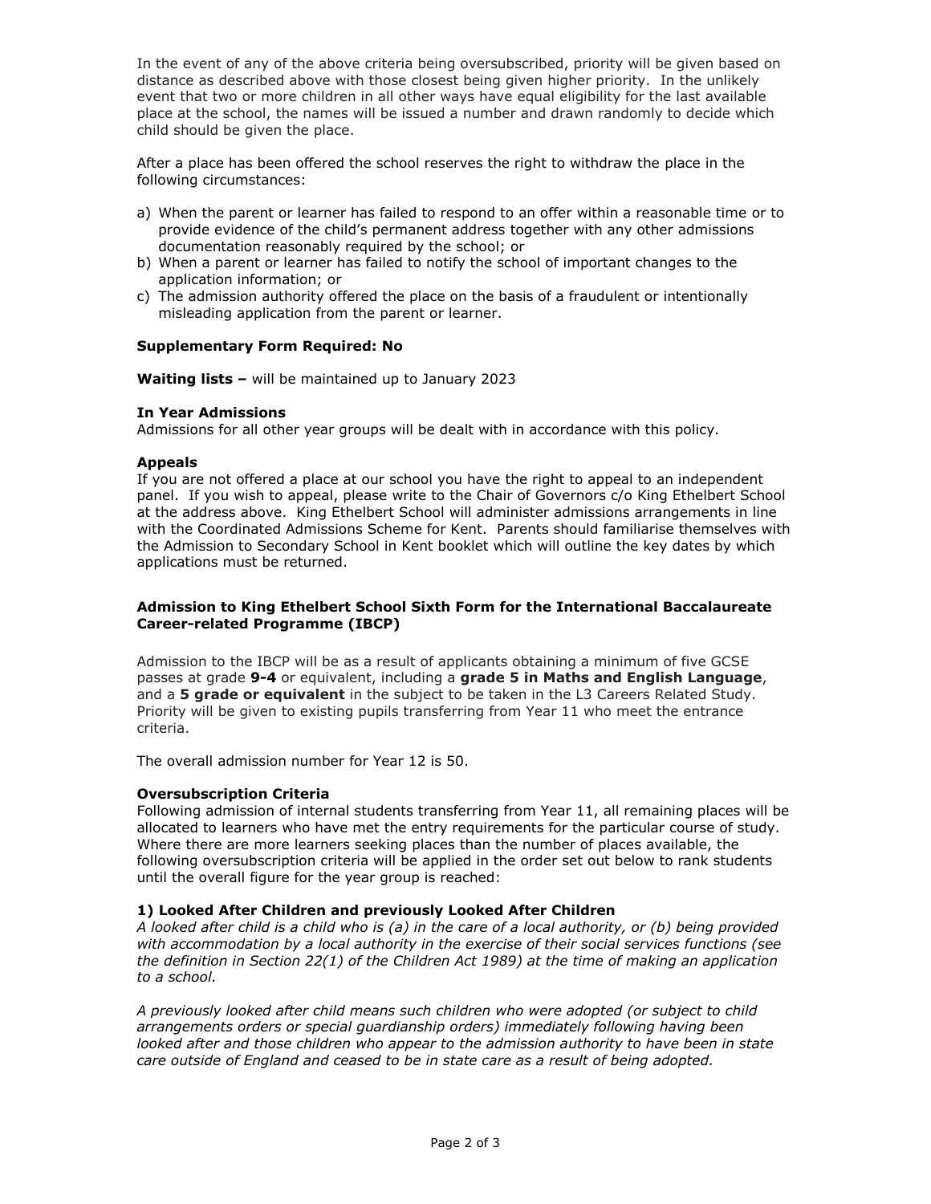In the event of any of the above criteria being oversubscribed, priority will be given based on distance as described above with those closest being given higher priority. In the unlikely event that two or more children in all other ways have equal eligibility for the last available place at the school, the names will be issued a number and drawn randomly to decide which child should be given the place.

After a place has been offered the school reserves the right to withdraw the place in the following circumstances:

a) When the parent or learner has failed to respond to an offer within a reasonable time or to provide evidence of the child's permanent address together with any other admissions documentation reasonably required by the school; or
b) When a parent or learner has failed to notify the school of important changes to the application information; or
c) The admission authority offered the place on the basis of a fraudulent or intentionally misleading application from the parent or learner.

**Supplementary Form Required: No**

**Waiting lists –** will be maintained up to January 2023

**In Year Admissions**
Admissions for all other year groups will be dealt with in accordance with this policy.

**Appeals**
If you are not offered a place at our school you have the right to appeal to an independent panel. If you wish to appeal, please write to the Chair of Governors c/o King Ethelbert School at the address above. King Ethelbert School will administer admissions arrangements in line with the Coordinated Admissions Scheme for Kent. Parents should familiarise themselves with the Admission to Secondary School in Kent booklet which will outline the key dates by which applications must be returned.

**Admission to King Ethelbert School Sixth Form for the International Baccalaureate Career-related Programme (IBCP)**

Admission to the IBCP will be as a result of applicants obtaining a minimum of five GCSE passes at grade **9-4** or equivalent, including a **grade 5 in Maths and English Language**, and a **5 grade or equivalent** in the subject to be taken in the L3 Careers Related Study. Priority will be given to existing pupils transferring from Year 11 who meet the entrance criteria.

The overall admission number for Year 12 is 50.

**Oversubscription Criteria**
Following admission of internal students transferring from Year 11, all remaining places will be allocated to learners who have met the entry requirements for the particular course of study. Where there are more learners seeking places than the number of places available, the following oversubscription criteria will be applied in the order set out below to rank students until the overall figure for the year group is reached:

**1) Looked After Children and previously Looked After Children**
*A looked after child is a child who is (a) in the care of a local authority, or (b) being provided with accommodation by a local authority in the exercise of their social services functions (see the definition in Section 22(1) of the Children Act 1989) at the time of making an application to a school.*

*A previously looked after child means such children who were adopted (or subject to child arrangements orders or special guardianship orders) immediately following having been looked after and those children who appear to the admission authority to have been in state care outside of England and ceased to be in state care as a result of being adopted.*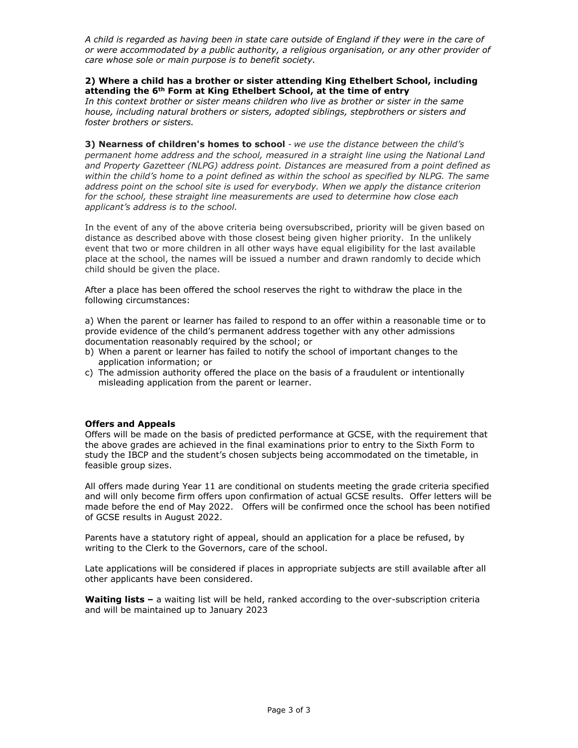*A child is regarded as having been in state care outside of England if they were in the care of or were accommodated by a public authority, a religious organisation, or any other provider of care whose sole or main purpose is to benefit society.*

**2) Where a child has a brother or sister attending King Ethelbert School, including attending the 6th Form at King Ethelbert School, at the time of entry**
*In this context brother or sister means children who live as brother or sister in the same house, including natural brothers or sisters, adopted siblings, stepbrothers or sisters and foster brothers or sisters.*

**3) Nearness of children's homes to school** - *we use the distance between the child's permanent home address and the school, measured in a straight line using the National Land and Property Gazetteer (NLPG) address point. Distances are measured from a point defined as within the child's home to a point defined as within the school as specified by NLPG. The same address point on the school site is used for everybody. When we apply the distance criterion for the school, these straight line measurements are used to determine how close each applicant's address is to the school.*

In the event of any of the above criteria being oversubscribed, priority will be given based on distance as described above with those closest being given higher priority. In the unlikely event that two or more children in all other ways have equal eligibility for the last available place at the school, the names will be issued a number and drawn randomly to decide which child should be given the place.

After a place has been offered the school reserves the right to withdraw the place in the following circumstances:

a) When the parent or learner has failed to respond to an offer within a reasonable time or to provide evidence of the child's permanent address together with any other admissions documentation reasonably required by the school; or
b) When a parent or learner has failed to notify the school of important changes to the application information; or
c) The admission authority offered the place on the basis of a fraudulent or intentionally misleading application from the parent or learner.

**Offers and Appeals**
Offers will be made on the basis of predicted performance at GCSE, with the requirement that the above grades are achieved in the final examinations prior to entry to the Sixth Form to study the IBCP and the student's chosen subjects being accommodated on the timetable, in feasible group sizes.

All offers made during Year 11 are conditional on students meeting the grade criteria specified and will only become firm offers upon confirmation of actual GCSE results. Offer letters will be made before the end of May 2022. Offers will be confirmed once the school has been notified of GCSE results in August 2022.

Parents have a statutory right of appeal, should an application for a place be refused, by writing to the Clerk to the Governors, care of the school.

Late applications will be considered if places in appropriate subjects are still available after all other applicants have been considered.

**Waiting lists –** a waiting list will be held, ranked according to the over-subscription criteria and will be maintained up to January 2023